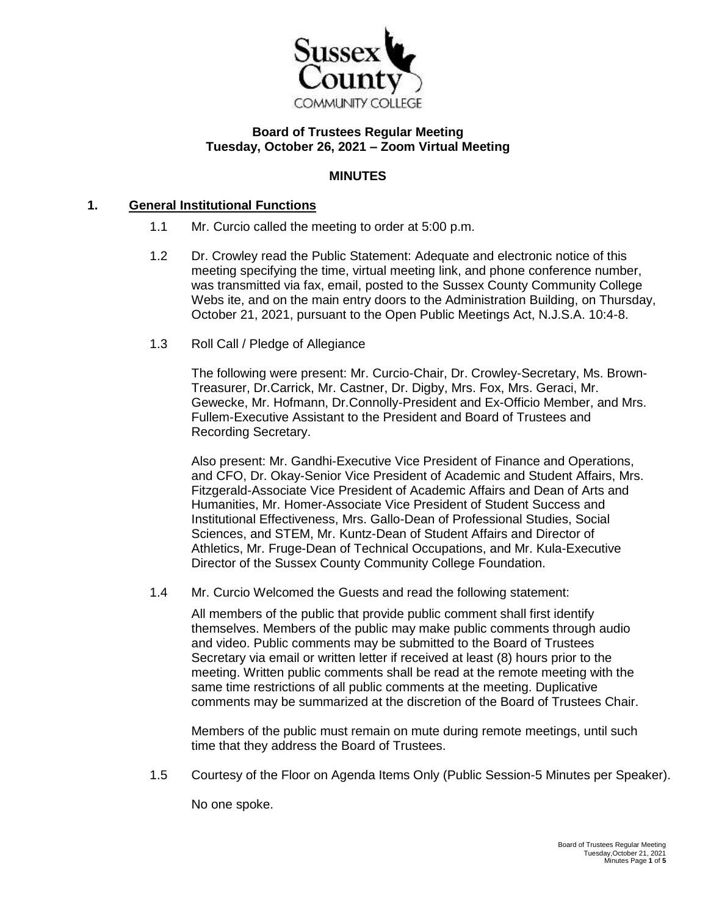Sussex County COMMUNITY COLLEGE

**Board of Trustees Regular Meeting**
**Tuesday, October 26, 2021 – Zoom Virtual Meeting**

**MINUTES**

## 1. General Institutional Functions

1.1 Mr. Curcio called the meeting to order at 5:00 p.m.

1.2 Dr. Crowley read the Public Statement: Adequate and electronic notice of this meeting specifying the time, virtual meeting link, and phone conference number, was transmitted via fax, email, posted to the Sussex County Community College Webs ite, and on the main entry doors to the Administration Building, on Thursday, October 21, 2021, pursuant to the Open Public Meetings Act, N.J.S.A. 10:4-8.

1.3 Roll Call / Pledge of Allegiance

The following were present: Mr. Curcio-Chair, Dr. Crowley-Secretary, Ms. Brown-Treasurer, Dr.Carrick, Mr. Castner, Dr. Digby, Mrs. Fox, Mrs. Geraci, Mr. Gewecke, Mr. Hofmann, Dr.Connolly-President and Ex-Officio Member, and Mrs. Fullem-Executive Assistant to the President and Board of Trustees and Recording Secretary.

Also present: Mr. Gandhi-Executive Vice President of Finance and Operations, and CFO, Dr. Okay-Senior Vice President of Academic and Student Affairs, Mrs. Fitzgerald-Associate Vice President of Academic Affairs and Dean of Arts and Humanities, Mr. Homer-Associate Vice President of Student Success and Institutional Effectiveness, Mrs. Gallo-Dean of Professional Studies, Social Sciences, and STEM, Mr. Kuntz-Dean of Student Affairs and Director of Athletics, Mr. Fruge-Dean of Technical Occupations, and Mr. Kula-Executive Director of the Sussex County Community College Foundation.

1.4 Mr. Curcio Welcomed the Guests and read the following statement:

All members of the public that provide public comment shall first identify themselves. Members of the public may make public comments through audio and video. Public comments may be submitted to the Board of Trustees Secretary via email or written letter if received at least (8) hours prior to the meeting. Written public comments shall be read at the remote meeting with the same time restrictions of all public comments at the meeting. Duplicative comments may be summarized at the discretion of the Board of Trustees Chair.

Members of the public must remain on mute during remote meetings, until such time that they address the Board of Trustees.

1.5 Courtesy of the Floor on Agenda Items Only (Public Session-5 Minutes per Speaker).

No one spoke.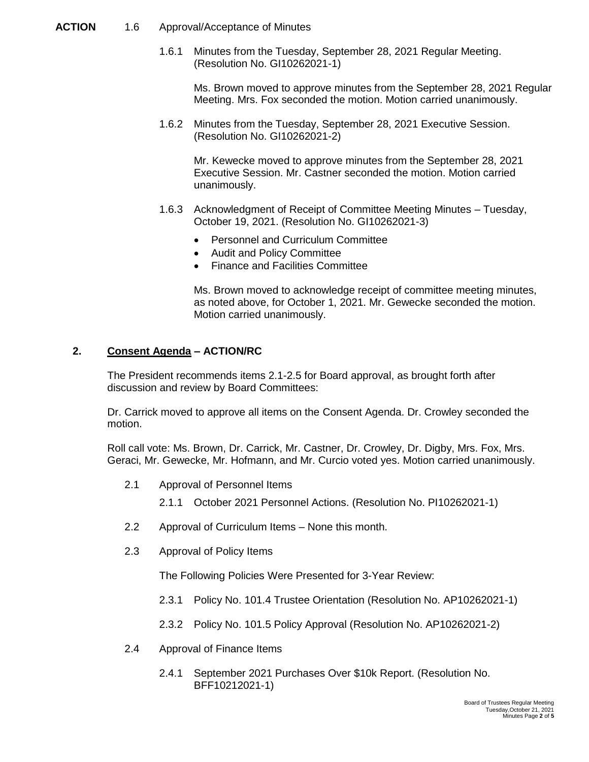**ACTION** 1.6 Approval/Acceptance of Minutes

1.6.1 Minutes from the Tuesday, September 28, 2021 Regular Meeting. (Resolution No. GI10262021-1)

Ms. Brown moved to approve minutes from the September 28, 2021 Regular Meeting. Mrs. Fox seconded the motion. Motion carried unanimously.

1.6.2 Minutes from the Tuesday, September 28, 2021 Executive Session. (Resolution No. GI10262021-2)

Mr. Kewecke moved to approve minutes from the September 28, 2021 Executive Session. Mr. Castner seconded the motion. Motion carried unanimously.

1.6.3 Acknowledgment of Receipt of Committee Meeting Minutes – Tuesday, October 19, 2021. (Resolution No. GI10262021-3)

- Personnel and Curriculum Committee
- Audit and Policy Committee
- Finance and Facilities Committee

Ms. Brown moved to acknowledge receipt of committee meeting minutes, as noted above, for October 1, 2021. Mr. Gewecke seconded the motion. Motion carried unanimously.

## 2. Consent Agenda – ACTION/RC

The President recommends items 2.1-2.5 for Board approval, as brought forth after discussion and review by Board Committees:

Dr. Carrick moved to approve all items on the Consent Agenda. Dr. Crowley seconded the motion.

Roll call vote: Ms. Brown, Dr. Carrick, Mr. Castner, Dr. Crowley, Dr. Digby, Mrs. Fox, Mrs. Geraci, Mr. Gewecke, Mr. Hofmann, and Mr. Curcio voted yes. Motion carried unanimously.

2.1 Approval of Personnel Items

2.1.1 October 2021 Personnel Actions. (Resolution No. PI10262021-1)

2.2 Approval of Curriculum Items – None this month.

2.3 Approval of Policy Items

The Following Policies Were Presented for 3-Year Review:

2.3.1 Policy No. 101.4 Trustee Orientation (Resolution No. AP10262021-1)

2.3.2 Policy No. 101.5 Policy Approval (Resolution No. AP10262021-2)

2.4 Approval of Finance Items

2.4.1 September 2021 Purchases Over $10k Report. (Resolution No. BFF10212021-1)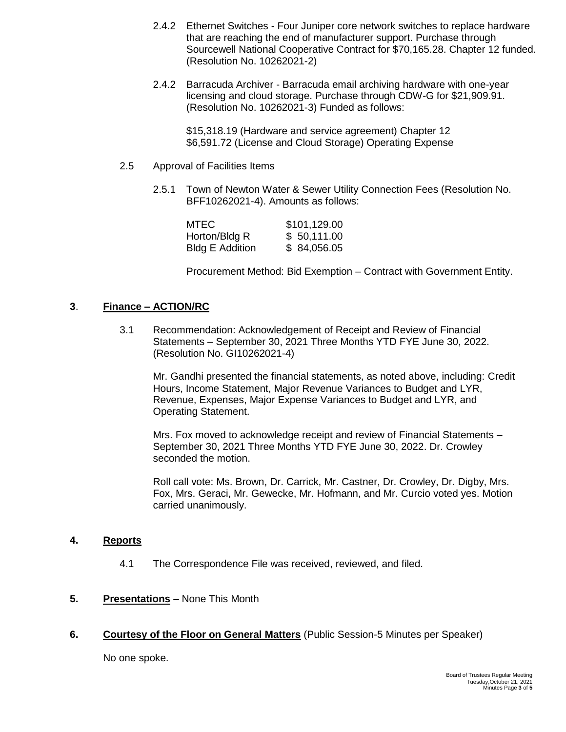2.4.2 Ethernet Switches - Four Juniper core network switches to replace hardware that are reaching the end of manufacturer support. Purchase through Sourcewell National Cooperative Contract for $70,165.28. Chapter 12 funded. (Resolution No. 10262021-2)

2.4.2 Barracuda Archiver - Barracuda email archiving hardware with one-year licensing and cloud storage. Purchase through CDW-G for $21,909.91. (Resolution No. 10262021-3) Funded as follows:

$15,318.19 (Hardware and service agreement) Chapter 12
$6,591.72 (License and Cloud Storage) Operating Expense

2.5 Approval of Facilities Items

2.5.1 Town of Newton Water & Sewer Utility Connection Fees (Resolution No. BFF10262021-4). Amounts as follows:

| | |
|---|---|
| MTEC | $101,129.00 |
| Horton/Bldg R | $ 50,111.00 |
| Bldg E Addition | $ 84,056.05 |

Procurement Method: Bid Exemption – Contract with Government Entity.

## 3. <u>Finance – ACTION/RC</u>

3.1 Recommendation: Acknowledgement of Receipt and Review of Financial Statements – September 30, 2021 Three Months YTD FYE June 30, 2022. (Resolution No. GI10262021-4)

Mr. Gandhi presented the financial statements, as noted above, including: Credit Hours, Income Statement, Major Revenue Variances to Budget and LYR, Revenue, Expenses, Major Expense Variances to Budget and LYR, and Operating Statement.

Mrs. Fox moved to acknowledge receipt and review of Financial Statements – September 30, 2021 Three Months YTD FYE June 30, 2022. Dr. Crowley seconded the motion.

Roll call vote: Ms. Brown, Dr. Carrick, Mr. Castner, Dr. Crowley, Dr. Digby, Mrs. Fox, Mrs. Geraci, Mr. Gewecke, Mr. Hofmann, and Mr. Curcio voted yes. Motion carried unanimously.

## 4. <u>Reports</u>

4.1 The Correspondence File was received, reviewed, and filed.

## 5. <u>Presentations</u> – None This Month

## 6. <u>Courtesy of the Floor on General Matters</u> (Public Session-5 Minutes per Speaker)

No one spoke.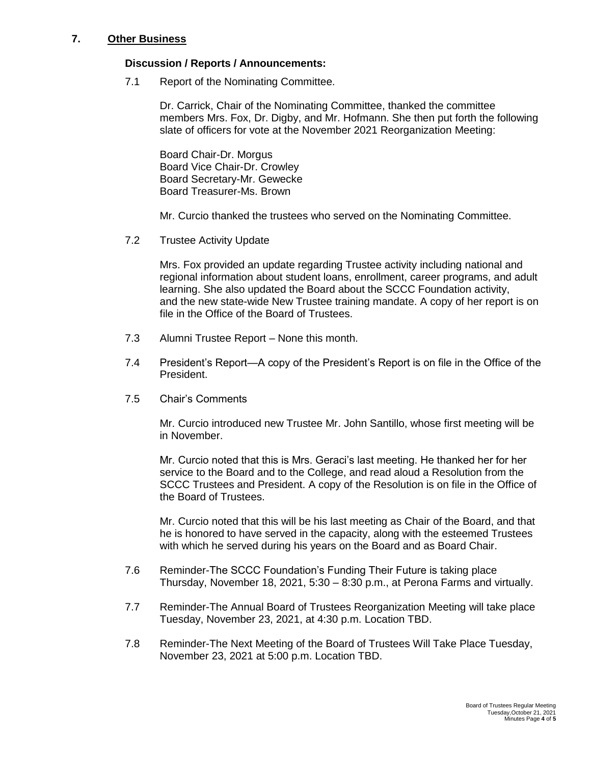## 7. Other Business

### Discussion / Reports / Announcements:

7.1 Report of the Nominating Committee.

Dr. Carrick, Chair of the Nominating Committee, thanked the committee members Mrs. Fox, Dr. Digby, and Mr. Hofmann. She then put forth the following slate of officers for vote at the November 2021 Reorganization Meeting:

Board Chair-Dr. Morgus
Board Vice Chair-Dr. Crowley
Board Secretary-Mr. Gewecke
Board Treasurer-Ms. Brown

Mr. Curcio thanked the trustees who served on the Nominating Committee.

7.2 Trustee Activity Update

Mrs. Fox provided an update regarding Trustee activity including national and regional information about student loans, enrollment, career programs, and adult learning. She also updated the Board about the SCCC Foundation activity, and the new state-wide New Trustee training mandate. A copy of her report is on file in the Office of the Board of Trustees.

7.3 Alumni Trustee Report – None this month.

7.4 President's Report—A copy of the President's Report is on file in the Office of the President.

7.5 Chair's Comments

Mr. Curcio introduced new Trustee Mr. John Santillo, whose first meeting will be in November.

Mr. Curcio noted that this is Mrs. Geraci's last meeting. He thanked her for her service to the Board and to the College, and read aloud a Resolution from the SCCC Trustees and President. A copy of the Resolution is on file in the Office of the Board of Trustees.

Mr. Curcio noted that this will be his last meeting as Chair of the Board, and that he is honored to have served in the capacity, along with the esteemed Trustees with which he served during his years on the Board and as Board Chair.

7.6 Reminder-The SCCC Foundation's Funding Their Future is taking place Thursday, November 18, 2021, 5:30 – 8:30 p.m., at Perona Farms and virtually.

7.7 Reminder-The Annual Board of Trustees Reorganization Meeting will take place Tuesday, November 23, 2021, at 4:30 p.m. Location TBD.

7.8 Reminder-The Next Meeting of the Board of Trustees Will Take Place Tuesday, November 23, 2021 at 5:00 p.m. Location TBD.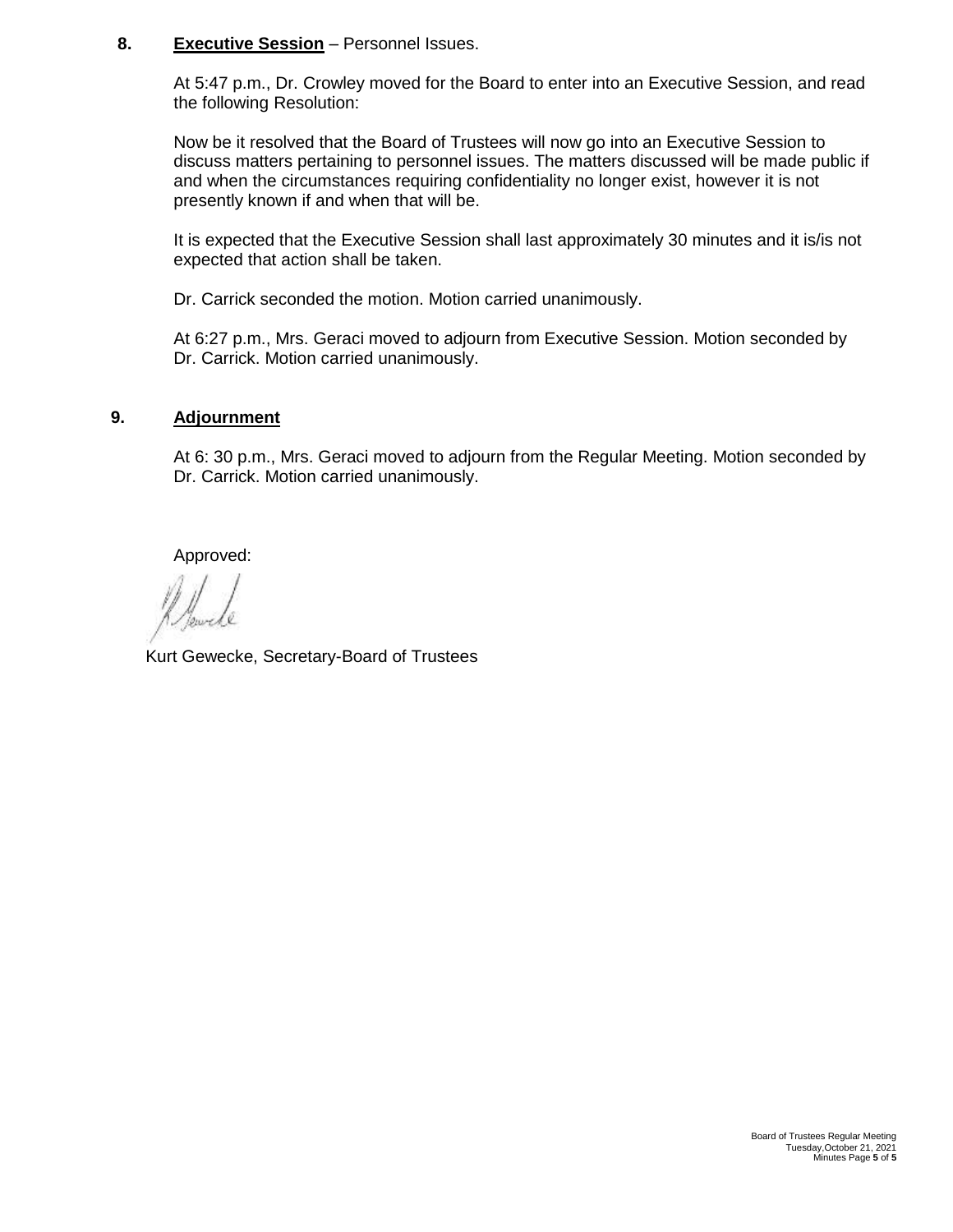**8. Executive Session** – Personnel Issues.

At 5:47 p.m., Dr. Crowley moved for the Board to enter into an Executive Session, and read the following Resolution:

Now be it resolved that the Board of Trustees will now go into an Executive Session to discuss matters pertaining to personnel issues. The matters discussed will be made public if and when the circumstances requiring confidentiality no longer exist, however it is not presently known if and when that will be.

It is expected that the Executive Session shall last approximately 30 minutes and it is/is not expected that action shall be taken.

Dr. Carrick seconded the motion. Motion carried unanimously.

At 6:27 p.m., Mrs. Geraci moved to adjourn from Executive Session. Motion seconded by Dr. Carrick. Motion carried unanimously.

**9. Adjournment**

At 6: 30 p.m., Mrs. Geraci moved to adjourn from the Regular Meeting. Motion seconded by Dr. Carrick. Motion carried unanimously.

Approved:

Kurt Gewecke, Secretary-Board of Trustees